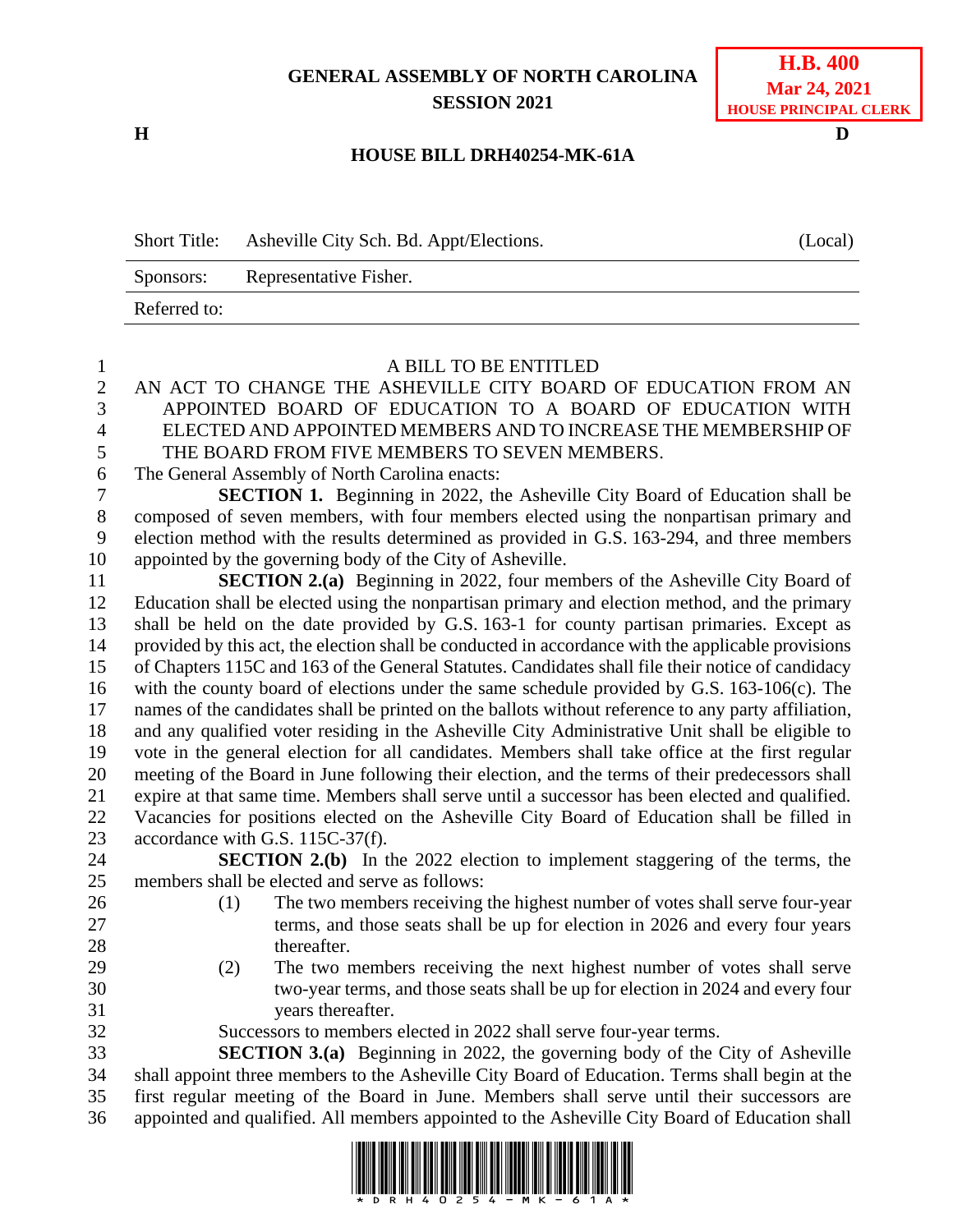**GENERAL ASSEMBLY OF NORTH CAROLINA**
**SESSION 2021**

**H.B. 400**
**Mar 24, 2021**
**HOUSE PRINCIPAL CLERK**

H D

**HOUSE BILL DRH40254-MK-61A**

| Short Title: | Asheville City Sch. Bd. Appt/Elections. | (Local) |
|---|---|---|
| Sponsors: | Representative Fisher. | |
| Referred to: | | |

A BILL TO BE ENTITLED

AN ACT TO CHANGE THE ASHEVILLE CITY BOARD OF EDUCATION FROM AN APPOINTED BOARD OF EDUCATION TO A BOARD OF EDUCATION WITH ELECTED AND APPOINTED MEMBERS AND TO INCREASE THE MEMBERSHIP OF THE BOARD FROM FIVE MEMBERS TO SEVEN MEMBERS.

The General Assembly of North Carolina enacts:

**SECTION 1.** Beginning in 2022, the Asheville City Board of Education shall be composed of seven members, with four members elected using the nonpartisan primary and election method with the results determined as provided in G.S. 163-294, and three members appointed by the governing body of the City of Asheville.

**SECTION 2.(a)** Beginning in 2022, four members of the Asheville City Board of Education shall be elected using the nonpartisan primary and election method, and the primary shall be held on the date provided by G.S. 163-1 for county partisan primaries. Except as provided by this act, the election shall be conducted in accordance with the applicable provisions of Chapters 115C and 163 of the General Statutes. Candidates shall file their notice of candidacy with the county board of elections under the same schedule provided by G.S. 163-106(c). The names of the candidates shall be printed on the ballots without reference to any party affiliation, and any qualified voter residing in the Asheville City Administrative Unit shall be eligible to vote in the general election for all candidates. Members shall take office at the first regular meeting of the Board in June following their election, and the terms of their predecessors shall expire at that same time. Members shall serve until a successor has been elected and qualified. Vacancies for positions elected on the Asheville City Board of Education shall be filled in accordance with G.S. 115C-37(f).

**SECTION 2.(b)** In the 2022 election to implement staggering of the terms, the members shall be elected and serve as follows:

(1) The two members receiving the highest number of votes shall serve four-year terms, and those seats shall be up for election in 2026 and every four years thereafter.

(2) The two members receiving the next highest number of votes shall serve two-year terms, and those seats shall be up for election in 2024 and every four years thereafter.

Successors to members elected in 2022 shall serve four-year terms.

**SECTION 3.(a)** Beginning in 2022, the governing body of the City of Asheville shall appoint three members to the Asheville City Board of Education. Terms shall begin at the first regular meeting of the Board in June. Members shall serve until their successors are appointed and qualified. All members appointed to the Asheville City Board of Education shall

\* D R H 4 0 2 5 4 - M K - 6 1 A \*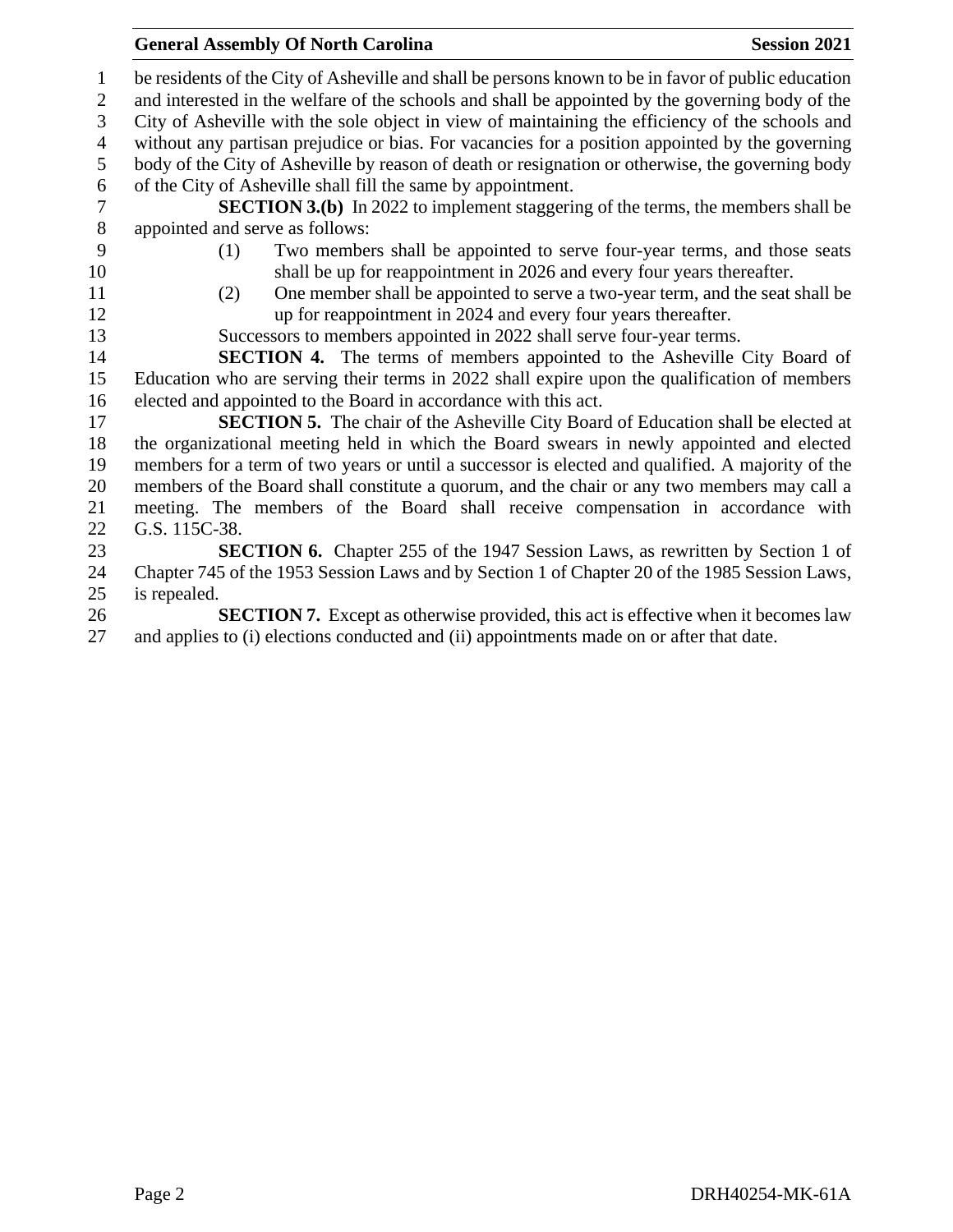be residents of the City of Asheville and shall be persons known to be in favor of public education and interested in the welfare of the schools and shall be appointed by the governing body of the City of Asheville with the sole object in view of maintaining the efficiency of the schools and without any partisan prejudice or bias. For vacancies for a position appointed by the governing body of the City of Asheville by reason of death or resignation or otherwise, the governing body of the City of Asheville shall fill the same by appointment.

**SECTION 3.(b)** In 2022 to implement staggering of the terms, the members shall be appointed and serve as follows:

(1) Two members shall be appointed to serve four-year terms, and those seats shall be up for reappointment in 2026 and every four years thereafter.

(2) One member shall be appointed to serve a two-year term, and the seat shall be up for reappointment in 2024 and every four years thereafter.

Successors to members appointed in 2022 shall serve four-year terms.

**SECTION 4.** The terms of members appointed to the Asheville City Board of Education who are serving their terms in 2022 shall expire upon the qualification of members elected and appointed to the Board in accordance with this act.

**SECTION 5.** The chair of the Asheville City Board of Education shall be elected at the organizational meeting held in which the Board swears in newly appointed and elected members for a term of two years or until a successor is elected and qualified. A majority of the members of the Board shall constitute a quorum, and the chair or any two members may call a meeting. The members of the Board shall receive compensation in accordance with G.S. 115C-38.

**SECTION 6.** Chapter 255 of the 1947 Session Laws, as rewritten by Section 1 of Chapter 745 of the 1953 Session Laws and by Section 1 of Chapter 20 of the 1985 Session Laws, is repealed.

**SECTION 7.** Except as otherwise provided, this act is effective when it becomes law and applies to (i) elections conducted and (ii) appointments made on or after that date.